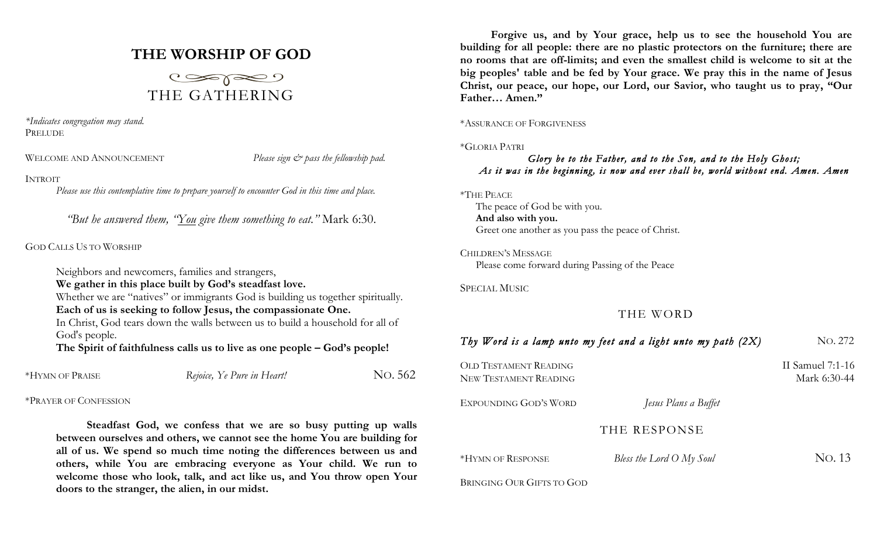# THE WORSHIP OF GOD

## THE GATHERING

*\*Indicates congregation may stand.*

PRELUDE

WELCOME AND ANNOUNCEMENT — *Please sign & pass the fellowship pad.*

INTROIT

*Please use this contemplative time to prepare yourself to encounter God in this time and place.*

*"But he answered them, "You give them something to eat."* Mark 6:30.

GOD CALLS US TO WORSHIP

Neighbors and newcomers, families and strangers,
**We gather in this place built by God's steadfast love.**
Whether we are "natives" or immigrants God is building us together spiritually.
**Each of us is seeking to follow Jesus, the compassionate One.**
In Christ, God tears down the walls between us to build a household for all of God's people.
**The Spirit of faithfulness calls us to live as one people – God's people!**

*HYMN OF PRAISE — *Rejoice, Ye Pure in Heart!* — NO. 562

*PRAYER OF CONFESSION

**Steadfast God, we confess that we are so busy putting up walls between ourselves and others, we cannot see the home You are building for all of us. We spend so much time noting the differences between us and others, while You are embracing everyone as Your child. We run to welcome those who look, talk, and act like us, and You throw open Your doors to the stranger, the alien, in our midst.**

**Forgive us, and by Your grace, help us to see the household You are building for all people: there are no plastic protectors on the furniture; there are no rooms that are off-limits; and even the smallest child is welcome to sit at the big peoples' table and be fed by Your grace. We pray this in the name of Jesus Christ, our peace, our hope, our Lord, our Savior, who taught us to pray, "Our Father… Amen."**

*ASSURANCE OF FORGIVENESS

*GLORIA PATRI

***Glory be to the Father, and to the Son, and to the Holy Ghost;***
***As it was in the beginning, is now and ever shall be, world without end. Amen. Amen***

*THE PEACE

The peace of God be with you.
**And also with you.**
Greet one another as you pass the peace of Christ.

CHILDREN'S MESSAGE

Please come forward during Passing of the Peace

SPECIAL MUSIC

## THE WORD

***Thy Word is a lamp unto my feet and a light unto my path (2X)*** — NO. 272

OLD TESTAMENT READING — II Samuel 7:1-16
NEW TESTAMENT READING — Mark 6:30-44

EXPOUNDING GOD'S WORD — *Jesus Plans a Buffet*

## THE RESPONSE

*HYMN OF RESPONSE — *Bless the Lord O My Soul* — NO. 13

BRINGING OUR GIFTS TO GOD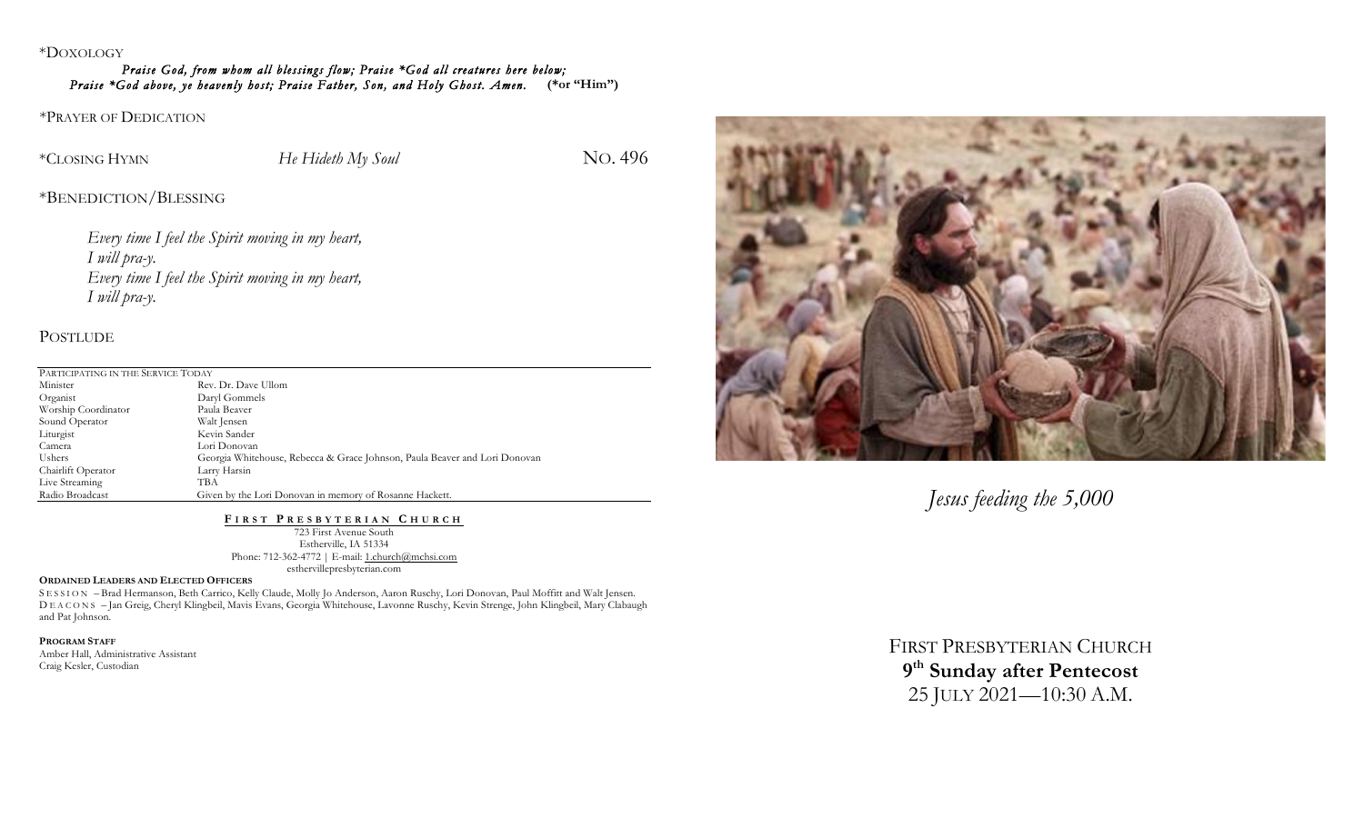\*DOXOLOGY

*Praise God, from whom all blessings flow; Praise \*God all creatures here below;*
*Praise \*God above, ye heavenly host; Praise Father, Son, and Holy Ghost. Amen.* **(\*or "Him")**

\*PRAYER OF DEDICATION

\*CLOSING HYMN *He Hideth My Soul* NO. 496

\*BENEDICTION/BLESSING

*Every time I feel the Spirit moving in my heart,*
*I will pra-y.*
*Every time I feel the Spirit moving in my heart,*
*I will pra-y.*

POSTLUDE

| PARTICIPATING IN THE SERVICE TODAY | |
|---|---|
| Minister | Rev. Dr. Dave Ullom |
| Organist | Daryl Gommels |
| Worship Coordinator | Paula Beaver |
| Sound Operator | Walt Jensen |
| Liturgist | Kevin Sander |
| Camera | Lori Donovan |
| Ushers | Georgia Whitehouse, Rebecca & Grace Johnson, Paula Beaver and Lori Donovan |
| Chairlift Operator | Larry Harsin |
| Live Streaming | TBA |
| Radio Broadcast | Given by the Lori Donovan in memory of Rosanne Hackett. |

**FIRST PRESBYTERIAN CHURCH**

723 First Avenue South
Estherville, IA 51334
Phone: 712-362-4772 | E-mail: 1.church@mchsi.com
esthervillepresbyterian.com

**ORDAINED LEADERS AND ELECTED OFFICERS**

SESSION – Brad Hermanson, Beth Carrico, Kelly Claude, Molly Jo Anderson, Aaron Ruschy, Lori Donovan, Paul Moffitt and Walt Jensen.
DEACONS – Jan Greig, Cheryl Klingbeil, Mavis Evans, Georgia Whitehouse, Lavonne Ruschy, Kevin Strenge, John Klingbeil, Mary Clabaugh and Pat Johnson.

**PROGRAM STAFF**

Amber Hall, Administrative Assistant
Craig Kesler, Custodian

*Jesus feeding the 5,000*

FIRST PRESBYTERIAN CHURCH

**9th Sunday after Pentecost**

25 JULY 2021—10:30 A.M.